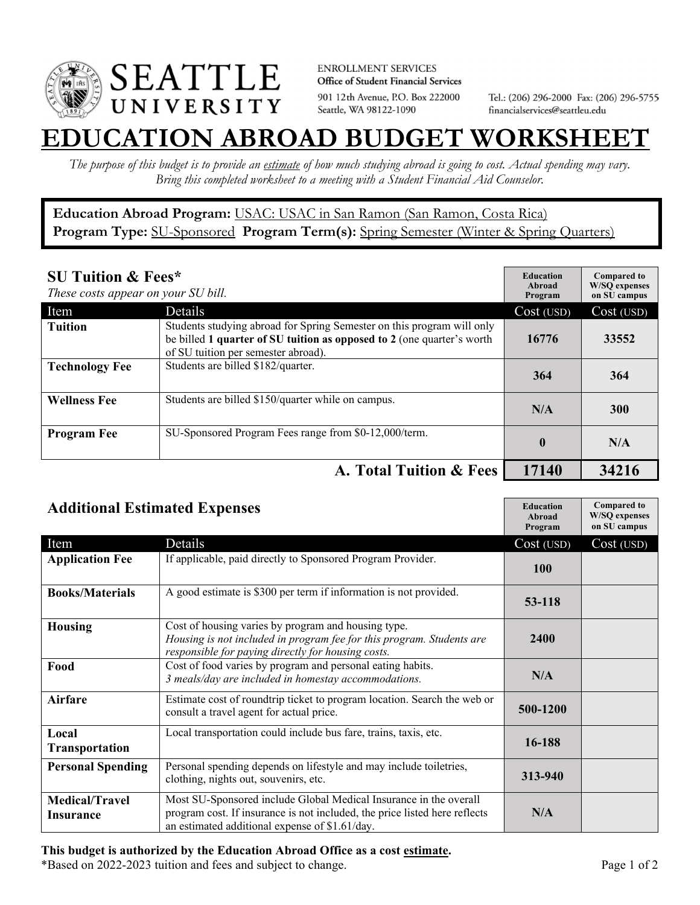**SEATTLE UNIVERSITY**

ENROLLMENT SERVICES
Office of Student Financial Services
901 12th Avenue, P.O. Box 222000
Seattle, WA 98122-1090

Tel.: (206) 296-2000 Fax: (206) 296-5755
financialservices@seattleu.edu

# EDUCATION ABROAD BUDGET WORKSHEET

*The purpose of this budget is to provide an estimate of how much studying abroad is going to cost. Actual spending may vary. Bring this completed worksheet to a meeting with a Student Financial Aid Counselor.*

**Education Abroad Program:** USAC: USAC in San Ramon (San Ramon, Costa Rica)
**Program Type:** SU-Sponsored **Program Term(s):** Spring Semester (Winter & Spring Quarters)

## SU Tuition & Fees*

*These costs appear on your SU bill.*

| Item | Details | Education Abroad Program Cost (USD) | Compared to W/SQ expenses on SU campus Cost (USD) |
|---|---|---|---|
| **Tuition** | Students studying abroad for Spring Semester on this program will only be billed **1 quarter of SU tuition as opposed to 2** (one quarter's worth of SU tuition per semester abroad). | 16776 | 33552 |
| **Technology Fee** | Students are billed $182/quarter. | 364 | 364 |
| **Wellness Fee** | Students are billed $150/quarter while on campus. | N/A | 300 |
| **Program Fee** | SU-Sponsored Program Fees range from $0-12,000/term. | 0 | N/A |
| | **A. Total Tuition & Fees** | **17140** | **34216** |

## Additional Estimated Expenses

| Item | Details | Education Abroad Program Cost (USD) | Compared to W/SQ expenses on SU campus Cost (USD) |
|---|---|---|---|
| **Application Fee** | If applicable, paid directly to Sponsored Program Provider. | 100 | |
| **Books/Materials** | A good estimate is $300 per term if information is not provided. | 53-118 | |
| **Housing** | Cost of housing varies by program and housing type. *Housing is not included in program fee for this program. Students are responsible for paying directly for housing costs.* | 2400 | |
| **Food** | Cost of food varies by program and personal eating habits. *3 meals/day are included in homestay accommodations.* | N/A | |
| **Airfare** | Estimate cost of roundtrip ticket to program location. Search the web or consult a travel agent for actual price. | 500-1200 | |
| **Local Transportation** | Local transportation could include bus fare, trains, taxis, etc. | 16-188 | |
| **Personal Spending** | Personal spending depends on lifestyle and may include toiletries, clothing, nights out, souvenirs, etc. | 313-940 | |
| **Medical/Travel Insurance** | Most SU-Sponsored include Global Medical Insurance in the overall program cost. If insurance is not included, the price listed here reflects an estimated additional expense of $1.61/day. | N/A | |

**This budget is authorized by the Education Abroad Office as a cost estimate.**
*Based on 2022-2023 tuition and fees and subject to change.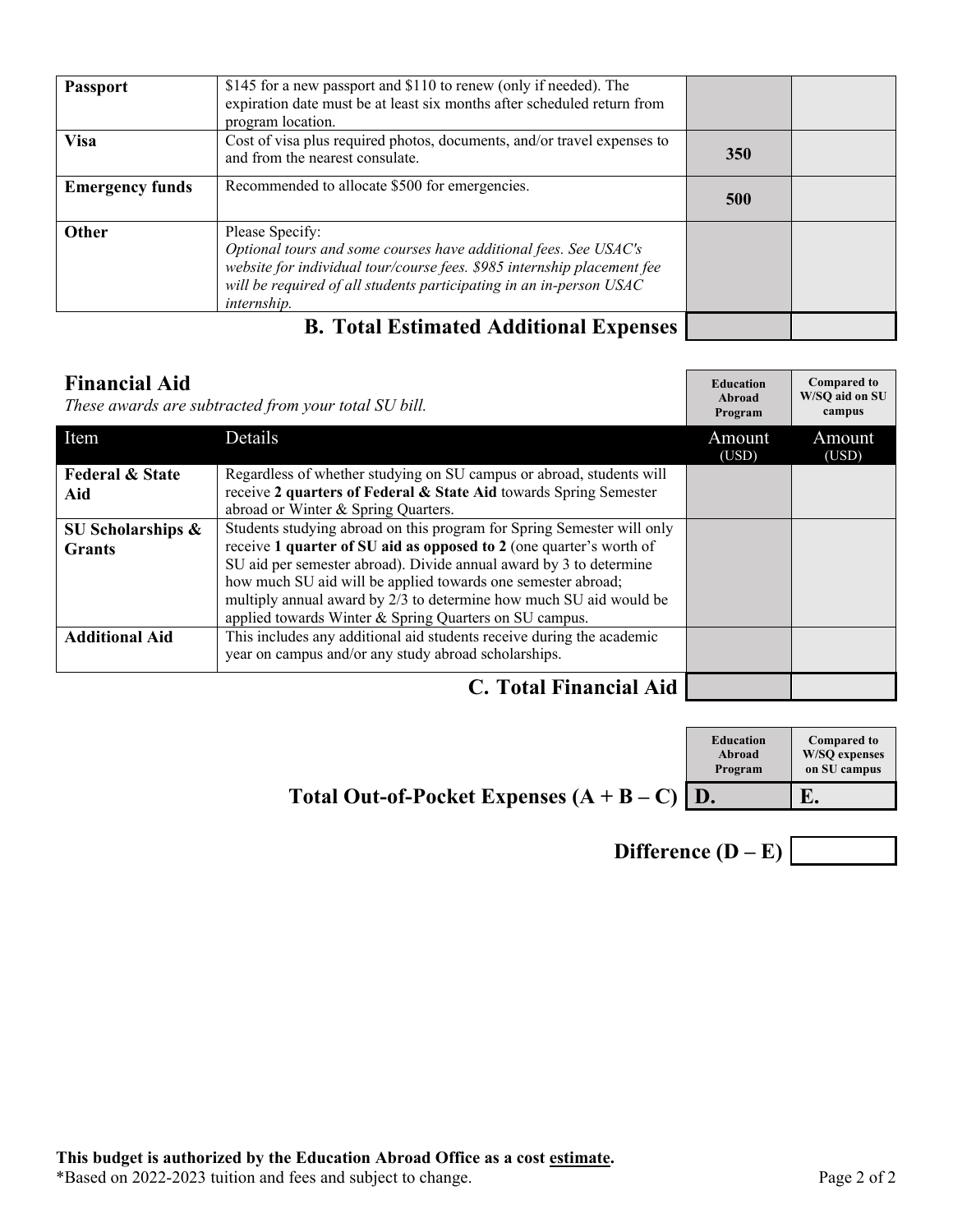| | | | |
|---|---|---|---|
| **Passport** | $145 for a new passport and $110 to renew (only if needed). The expiration date must be at least six months after scheduled return from program location. | | |
| **Visa** | Cost of visa plus required photos, documents, and/or travel expenses to and from the nearest consulate. | **350** | |
| **Emergency funds** | Recommended to allocate $500 for emergencies. | **500** | |
| **Other** | Please Specify: *Optional tours and some courses have additional fees. See USAC's website for individual tour/course fees. $985 internship placement fee will be required of all students participating in an in-person USAC internship.* | | |
| | **B. Total Estimated Additional Expenses** | | |

## Financial Aid

*These awards are subtracted from your total SU bill.*

| | | **Education Abroad Program** | **Compared to W/SQ aid on SU campus** |
|---|---|---|---|
| Item | Details | Amount (USD) | Amount (USD) |
| **Federal & State Aid** | Regardless of whether studying on SU campus or abroad, students will receive **2 quarters of Federal & State Aid** towards Spring Semester abroad or Winter & Spring Quarters. | | |
| **SU Scholarships & Grants** | Students studying abroad on this program for Spring Semester will only receive **1 quarter of SU aid as opposed to 2** (one quarter's worth of SU aid per semester abroad). Divide annual award by 3 to determine how much SU aid will be applied towards one semester abroad; multiply annual award by 2/3 to determine how much SU aid would be applied towards Winter & Spring Quarters on SU campus. | | |
| **Additional Aid** | This includes any additional aid students receive during the academic year on campus and/or any study abroad scholarships. | | |
| | **C. Total Financial Aid** | | |

| | **Education Abroad Program** | **Compared to W/SQ expenses on SU campus** |
|---|---|---|
| **Total Out-of-Pocket Expenses (A + B – C)** | **D.** | **E.** |

**Difference (D – E)**

**This budget is authorized by the Education Abroad Office as a cost estimate.**

*Based on 2022-2023 tuition and fees and subject to change.